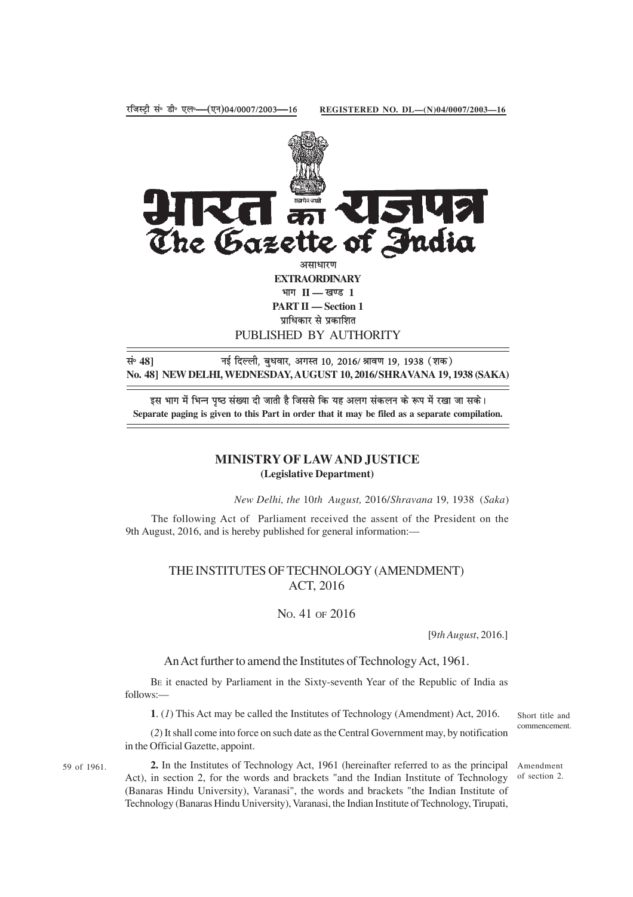रजिस्ट्री सं० डी० एल०—(एन)04/0007/2003—16 REGISTERED NO. DL—(N)04/0007/2003—16

# भारत का राजपत्र
# The Gazette of India

असाधारण
**EXTRAORDINARY**
भाग II — खण्ड 1
**PART II — Section 1**
प्राधिकार से प्रकाशित
PUBLISHED BY AUTHORITY

सं० 48] नई दिल्ली, बुधवार, अगस्त 10, 2016/ श्रावण 19, 1938 (शक)
**No. 48] NEW DELHI, WEDNESDAY, AUGUST 10, 2016/SHRAVANA 19, 1938 (SAKA)**

इस भाग में भिन्न पृष्ठ संख्या दी जाती है जिससे कि यह अलग संकलन के रूप में रखा जा सके।
**Separate paging is given to this Part in order that it may be filed as a separate compilation.**

## MINISTRY OF LAW AND JUSTICE
**(Legislative Department)**

*New Delhi, the* 10*th August,* 2016/*Shravana* 19*,* 1938 (*Saka*)

The following Act of Parliament received the assent of the President on the 9th August, 2016, and is hereby published for general information:—

## THE INSTITUTES OF TECHNOLOGY (AMENDMENT) ACT, 2016

NO. 41 OF 2016

[9*th August*, 2016.]

An Act further to amend the Institutes of Technology Act, 1961.

BE it enacted by Parliament in the Sixty-seventh Year of the Republic of India as follows:—

Short title and commencement.

**1**. (*1*) This Act may be called the Institutes of Technology (Amendment) Act, 2016.

(*2*) It shall come into force on such date as the Central Government may, by notification in the Official Gazette, appoint.

Amendment of section 2.

59 of 1961.

**2.** In the Institutes of Technology Act, 1961 (hereinafter referred to as the principal Act), in section 2, for the words and brackets "and the Indian Institute of Technology (Banaras Hindu University), Varanasi", the words and brackets "the Indian Institute of Technology (Banaras Hindu University), Varanasi, the Indian Institute of Technology, Tirupati,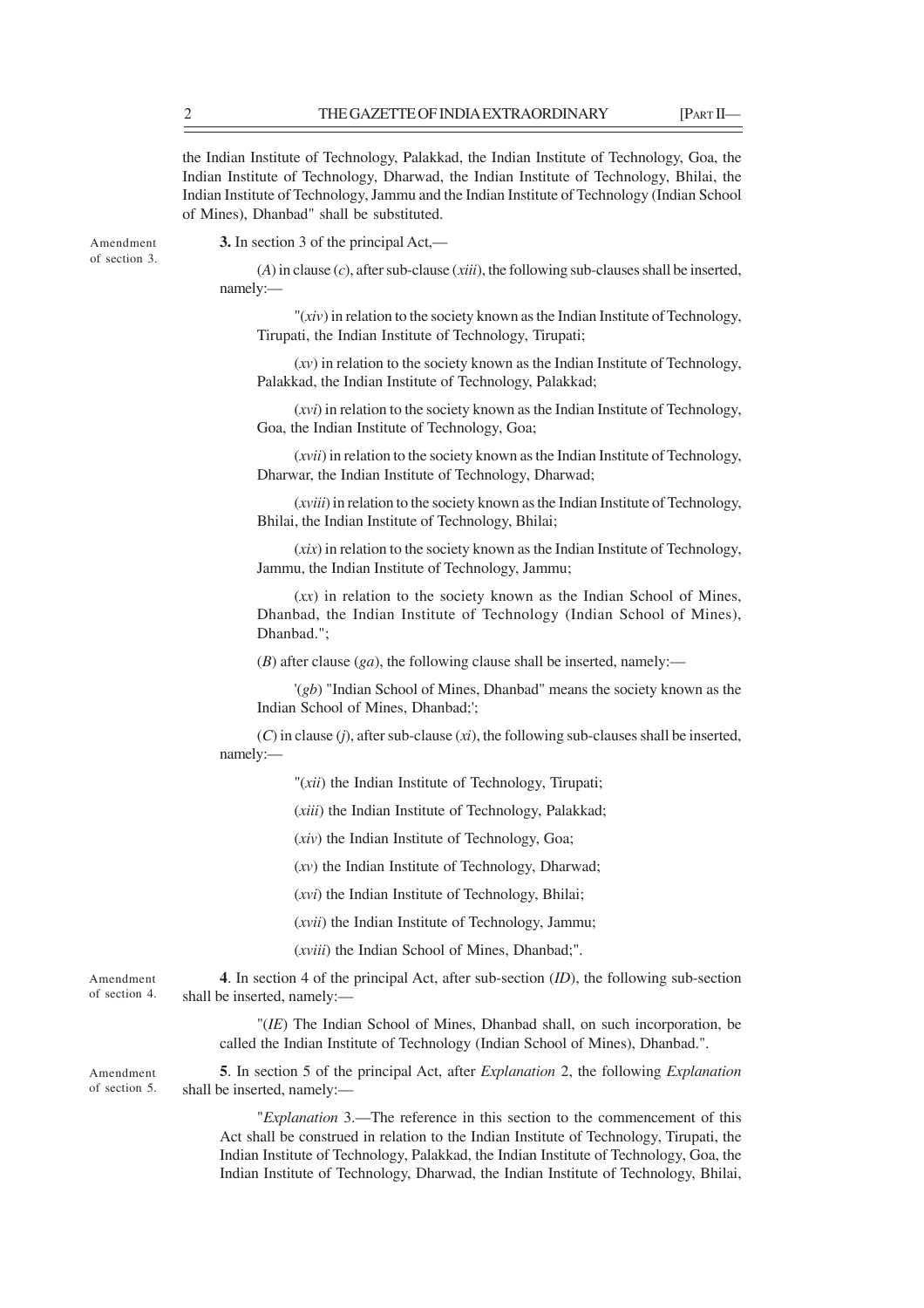the Indian Institute of Technology, Palakkad, the Indian Institute of Technology, Goa, the Indian Institute of Technology, Dharwad, the Indian Institute of Technology, Bhilai, the Indian Institute of Technology, Jammu and the Indian Institute of Technology (Indian School of Mines), Dhanbad" shall be substituted.

Amendment of section 3.

**3.** In section 3 of the principal Act,—

(*A*) in clause (*c*), after sub-clause (*xiii*), the following sub-clauses shall be inserted, namely:—

"(*xiv*) in relation to the society known as the Indian Institute of Technology, Tirupati, the Indian Institute of Technology, Tirupati;

(*xv*) in relation to the society known as the Indian Institute of Technology, Palakkad, the Indian Institute of Technology, Palakkad;

(*xvi*) in relation to the society known as the Indian Institute of Technology, Goa, the Indian Institute of Technology, Goa;

(*xvii*) in relation to the society known as the Indian Institute of Technology, Dharwar, the Indian Institute of Technology, Dharwad;

(*xviii*) in relation to the society known as the Indian Institute of Technology, Bhilai, the Indian Institute of Technology, Bhilai;

(*xix*) in relation to the society known as the Indian Institute of Technology, Jammu, the Indian Institute of Technology, Jammu;

(*xx*) in relation to the society known as the Indian School of Mines, Dhanbad, the Indian Institute of Technology (Indian School of Mines), Dhanbad.";

(*B*) after clause (*ga*), the following clause shall be inserted, namely:—

'(*gb*) "Indian School of Mines, Dhanbad" means the society known as the Indian School of Mines, Dhanbad;';

(*C*) in clause (*j*), after sub-clause (*xi*), the following sub-clauses shall be inserted, namely:—

"(*xii*) the Indian Institute of Technology, Tirupati;

(*xiii*) the Indian Institute of Technology, Palakkad;

(*xiv*) the Indian Institute of Technology, Goa;

(*xv*) the Indian Institute of Technology, Dharwad;

(*xvi*) the Indian Institute of Technology, Bhilai;

(*xvii*) the Indian Institute of Technology, Jammu;

(*xviii*) the Indian School of Mines, Dhanbad;".

Amendment of section 4.

**4**. In section 4 of the principal Act, after sub-section (*ID*), the following sub-section shall be inserted, namely:—

"(*IE*) The Indian School of Mines, Dhanbad shall, on such incorporation, be called the Indian Institute of Technology (Indian School of Mines), Dhanbad.".

Amendment of section 5.

**5**. In section 5 of the principal Act, after *Explanation* 2, the following *Explanation* shall be inserted, namely:—

"*Explanation* 3.—The reference in this section to the commencement of this Act shall be construed in relation to the Indian Institute of Technology, Tirupati, the Indian Institute of Technology, Palakkad, the Indian Institute of Technology, Goa, the Indian Institute of Technology, Dharwad, the Indian Institute of Technology, Bhilai,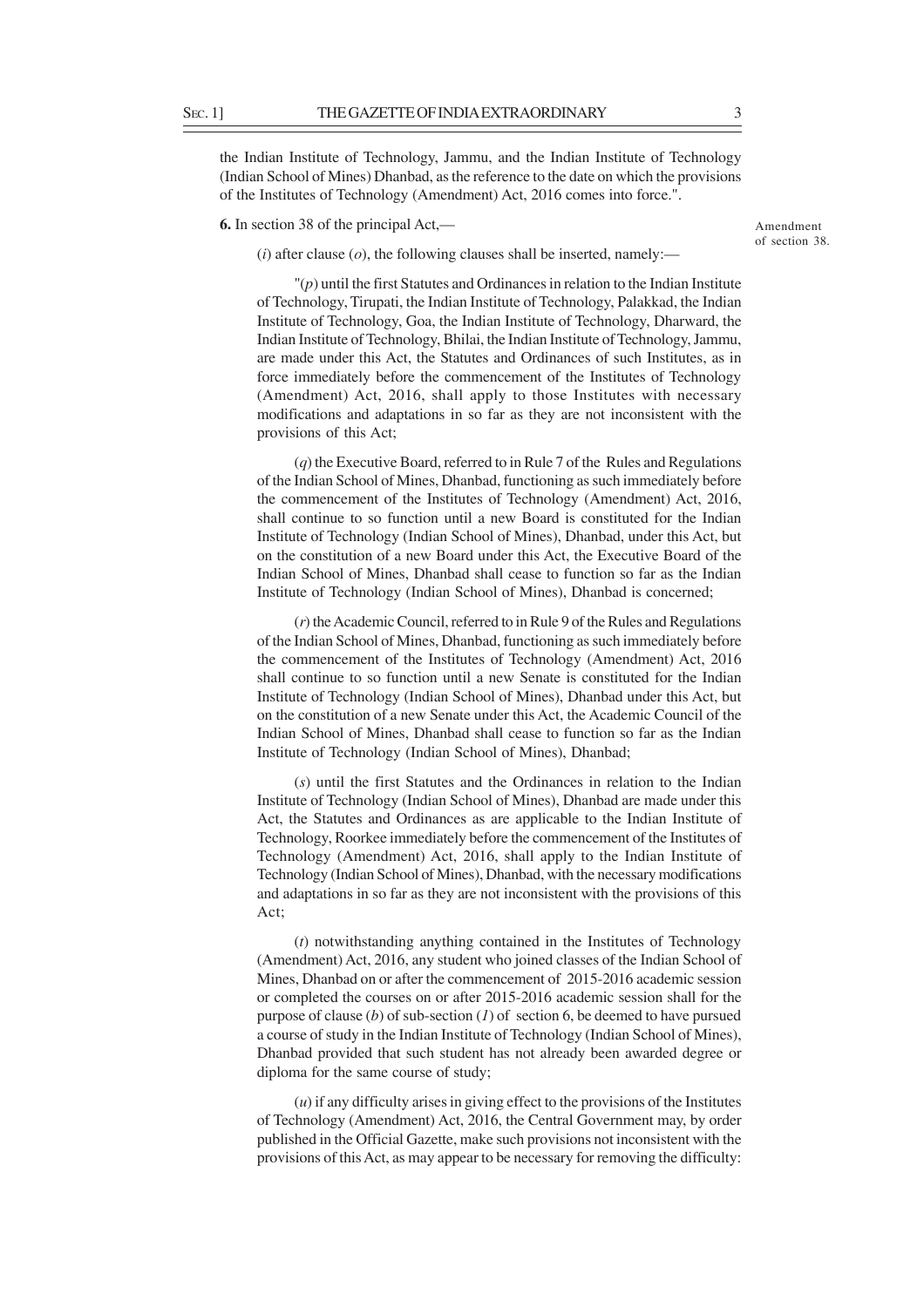the Indian Institute of Technology, Jammu, and the Indian Institute of Technology (Indian School of Mines) Dhanbad, as the reference to the date on which the provisions of the Institutes of Technology (Amendment) Act, 2016 comes into force.".

Amendment of section 38.

**6.** In section 38 of the principal Act,—

(*i*) after clause (*o*), the following clauses shall be inserted, namely:—

"(*p*) until the first Statutes and Ordinances in relation to the Indian Institute of Technology, Tirupati, the Indian Institute of Technology, Palakkad, the Indian Institute of Technology, Goa, the Indian Institute of Technology, Dharward, the Indian Institute of Technology, Bhilai, the Indian Institute of Technology, Jammu, are made under this Act, the Statutes and Ordinances of such Institutes, as in force immediately before the commencement of the Institutes of Technology (Amendment) Act, 2016, shall apply to those Institutes with necessary modifications and adaptations in so far as they are not inconsistent with the provisions of this Act;

(*q*) the Executive Board, referred to in Rule 7 of the Rules and Regulations of the Indian School of Mines, Dhanbad, functioning as such immediately before the commencement of the Institutes of Technology (Amendment) Act, 2016, shall continue to so function until a new Board is constituted for the Indian Institute of Technology (Indian School of Mines), Dhanbad, under this Act, but on the constitution of a new Board under this Act, the Executive Board of the Indian School of Mines, Dhanbad shall cease to function so far as the Indian Institute of Technology (Indian School of Mines), Dhanbad is concerned;

(*r*) the Academic Council, referred to in Rule 9 of the Rules and Regulations of the Indian School of Mines, Dhanbad, functioning as such immediately before the commencement of the Institutes of Technology (Amendment) Act, 2016 shall continue to so function until a new Senate is constituted for the Indian Institute of Technology (Indian School of Mines), Dhanbad under this Act, but on the constitution of a new Senate under this Act, the Academic Council of the Indian School of Mines, Dhanbad shall cease to function so far as the Indian Institute of Technology (Indian School of Mines), Dhanbad;

(*s*) until the first Statutes and the Ordinances in relation to the Indian Institute of Technology (Indian School of Mines), Dhanbad are made under this Act, the Statutes and Ordinances as are applicable to the Indian Institute of Technology, Roorkee immediately before the commencement of the Institutes of Technology (Amendment) Act, 2016, shall apply to the Indian Institute of Technology (Indian School of Mines), Dhanbad, with the necessary modifications and adaptations in so far as they are not inconsistent with the provisions of this Act;

(*t*) notwithstanding anything contained in the Institutes of Technology (Amendment) Act, 2016, any student who joined classes of the Indian School of Mines, Dhanbad on or after the commencement of 2015-2016 academic session or completed the courses on or after 2015-2016 academic session shall for the purpose of clause (*b*) of sub-section (*1*) of section 6, be deemed to have pursued a course of study in the Indian Institute of Technology (Indian School of Mines), Dhanbad provided that such student has not already been awarded degree or diploma for the same course of study;

(*u*) if any difficulty arises in giving effect to the provisions of the Institutes of Technology (Amendment) Act, 2016, the Central Government may, by order published in the Official Gazette, make such provisions not inconsistent with the provisions of this Act, as may appear to be necessary for removing the difficulty: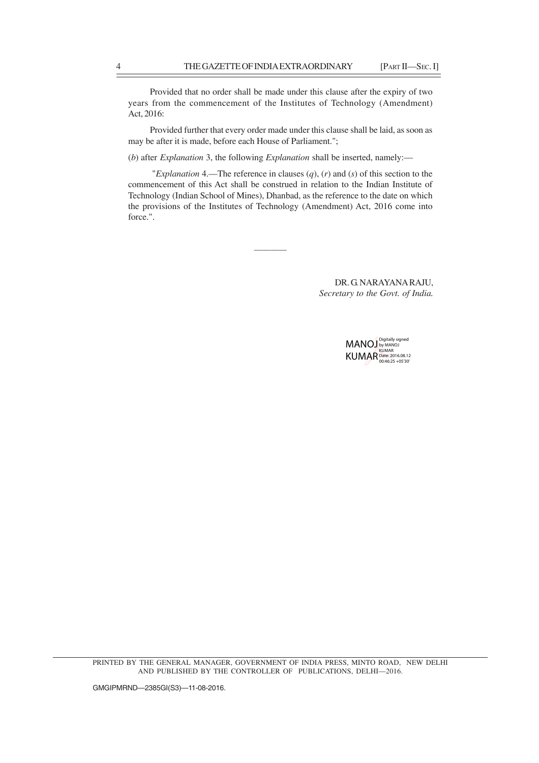Provided that no order shall be made under this clause after the expiry of two years from the commencement of the Institutes of Technology (Amendment) Act, 2016:

Provided further that every order made under this clause shall be laid, as soon as may be after it is made, before each House of Parliament.";

(*b*) after *Explanation* 3, the following *Explanation* shall be inserted, namely:—

"*Explanation* 4.—The reference in clauses (*q*), (*r*) and (*s*) of this section to the commencement of this Act shall be construed in relation to the Indian Institute of Technology (Indian School of Mines), Dhanbad, as the reference to the date on which the provisions of the Institutes of Technology (Amendment) Act, 2016 come into force.".

————

DR. G. NARAYANA RAJU,
*Secretary to the Govt. of India.*

MANOJ KUMAR Digitally signed by MANOJ KUMAR Date: 2016.08.12 00:46:25 +05'30'

PRINTED BY THE GENERAL MANAGER, GOVERNMENT OF INDIA PRESS, MINTO ROAD, NEW DELHI AND PUBLISHED BY THE CONTROLLER OF PUBLICATIONS, DELHI—2016.

GMGIPMRND—2385GI(S3)—11-08-2016.